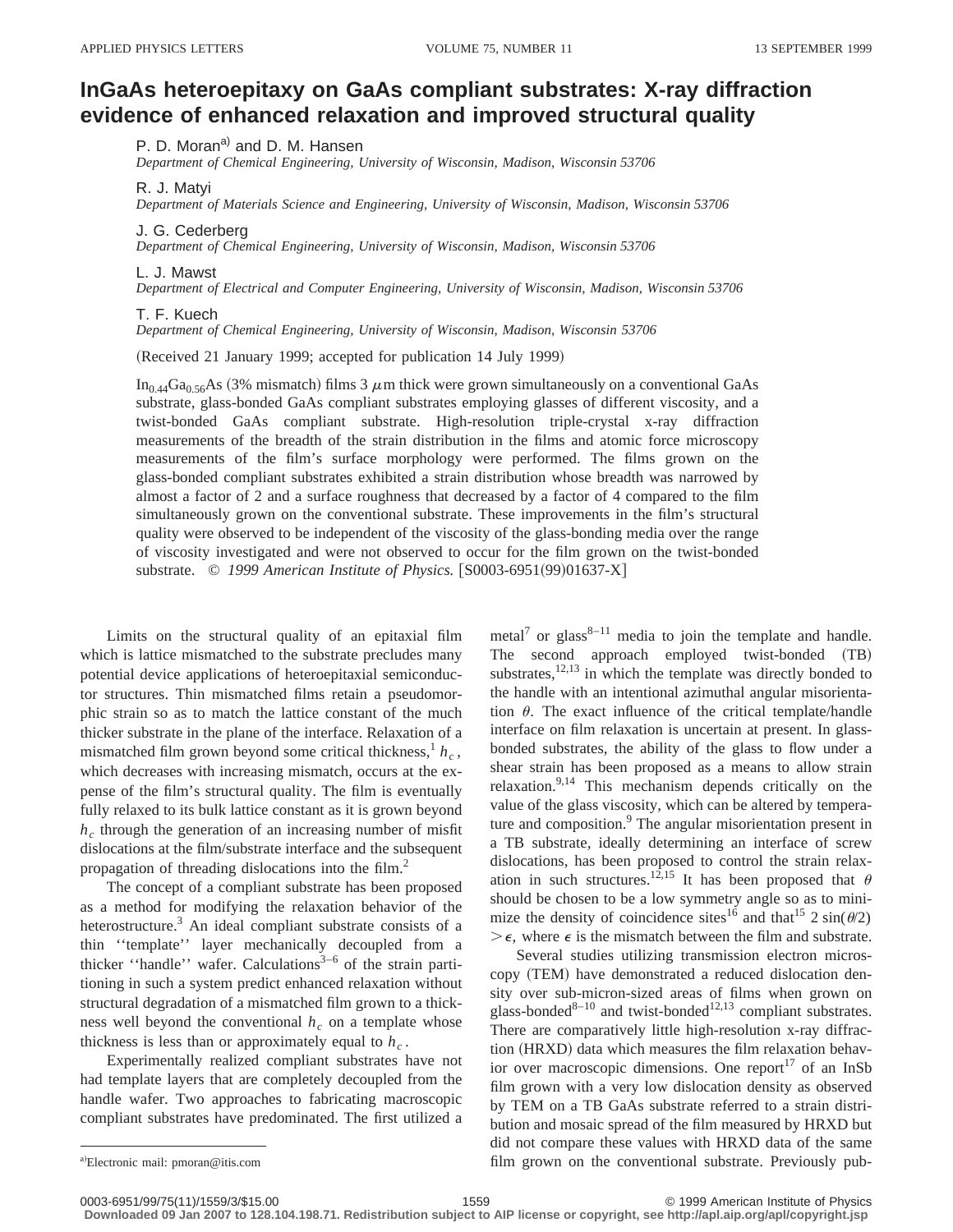# InGaAs heteroepitaxy on GaAs compliant substrates: X-ray diffraction evidence of enhanced relaxation and improved structural quality

P. D. Moran[a] and D. M. Hansen
*Department of Chemical Engineering, University of Wisconsin, Madison, Wisconsin 53706*

R. J. Matyi
*Department of Materials Science and Engineering, University of Wisconsin, Madison, Wisconsin 53706*

J. G. Cederberg
*Department of Chemical Engineering, University of Wisconsin, Madison, Wisconsin 53706*

L. J. Mawst
*Department of Electrical and Computer Engineering, University of Wisconsin, Madison, Wisconsin 53706*

T. F. Kuech
*Department of Chemical Engineering, University of Wisconsin, Madison, Wisconsin 53706*

(Received 21 January 1999; accepted for publication 14 July 1999)

$In_{0.44}Ga_{0.56}As$ (3% mismatch) films 3 $\mu$m thick were grown simultaneously on a conventional GaAs substrate, glass-bonded GaAs compliant substrates employing glasses of different viscosity, and a twist-bonded GaAs compliant substrate. High-resolution triple-crystal x-ray diffraction measurements of the breadth of the strain distribution in the films and atomic force microscopy measurements of the film's surface morphology were performed. The films grown on the glass-bonded compliant substrates exhibited a strain distribution whose breadth was narrowed by almost a factor of 2 and a surface roughness that decreased by a factor of 4 compared to the film simultaneously grown on the conventional substrate. These improvements in the film's structural quality were observed to be independent of the viscosity of the glass-bonding media over the range of viscosity investigated and were not observed to occur for the film grown on the twist-bonded substrate. © *1999 American Institute of Physics.* [S0003-6951(99)01637-X]

Limits on the structural quality of an epitaxial film which is lattice mismatched to the substrate precludes many potential device applications of heteroepitaxial semiconductor structures. Thin mismatched films retain a pseudomorphic strain so as to match the lattice constant of the much thicker substrate in the plane of the interface. Relaxation of a mismatched film grown beyond some critical thickness,[1] $h_c$, which decreases with increasing mismatch, occurs at the expense of the film's structural quality. The film is eventually fully relaxed to its bulk lattice constant as it is grown beyond $h_c$ through the generation of an increasing number of misfit dislocations at the film/substrate interface and the subsequent propagation of threading dislocations into the film.[2]

The concept of a compliant substrate has been proposed as a method for modifying the relaxation behavior of the heterostructure.[3] An ideal compliant substrate consists of a thin "template" layer mechanically decoupled from a thicker "handle" wafer. Calculations[3–6] of the strain partitioning in such a system predict enhanced relaxation without structural degradation of a mismatched film grown to a thickness well beyond the conventional $h_c$ on a template whose thickness is less than or approximately equal to $h_c$.

Experimentally realized compliant substrates have not had template layers that are completely decoupled from the handle wafer. Two approaches to fabricating macroscopic compliant substrates have predominated. The first utilized a metal[7] or glass[8–11] media to join the template and handle. The second approach employed twist-bonded (TB) substrates,[12,13] in which the template was directly bonded to the handle with an intentional azimuthal angular misorientation $\theta$. The exact influence of the critical template/handle interface on film relaxation is uncertain at present. In glass-bonded substrates, the ability of the glass to flow under a shear strain has been proposed as a means to allow strain relaxation.[9,14] This mechanism depends critically on the value of the glass viscosity, which can be altered by temperature and composition.[9] The angular misorientation present in a TB substrate, ideally determining an interface of screw dislocations, has been proposed to control the strain relaxation in such structures.[12,15] It has been proposed that $\theta$ should be chosen to be a low symmetry angle so as to minimize the density of coincidence sites[16] and that[15] $2\sin(\theta/2) > \epsilon$, where $\epsilon$ is the mismatch between the film and substrate.

Several studies utilizing transmission electron microscopy (TEM) have demonstrated a reduced dislocation density over sub-micron-sized areas of films when grown on glass-bonded[8–10] and twist-bonded[12,13] compliant substrates. There are comparatively little high-resolution x-ray diffraction (HRXD) data which measures the film relaxation behavior over macroscopic dimensions. One report[17] of an InSb film grown with a very low dislocation density as observed by TEM on a TB GaAs substrate referred to a strain distribution and mosaic spread of the film measured by HRXD but did not compare these values with HRXD data of the same film grown on the conventional substrate. Previously pub-

[a]Electronic mail: pmoran@itis.com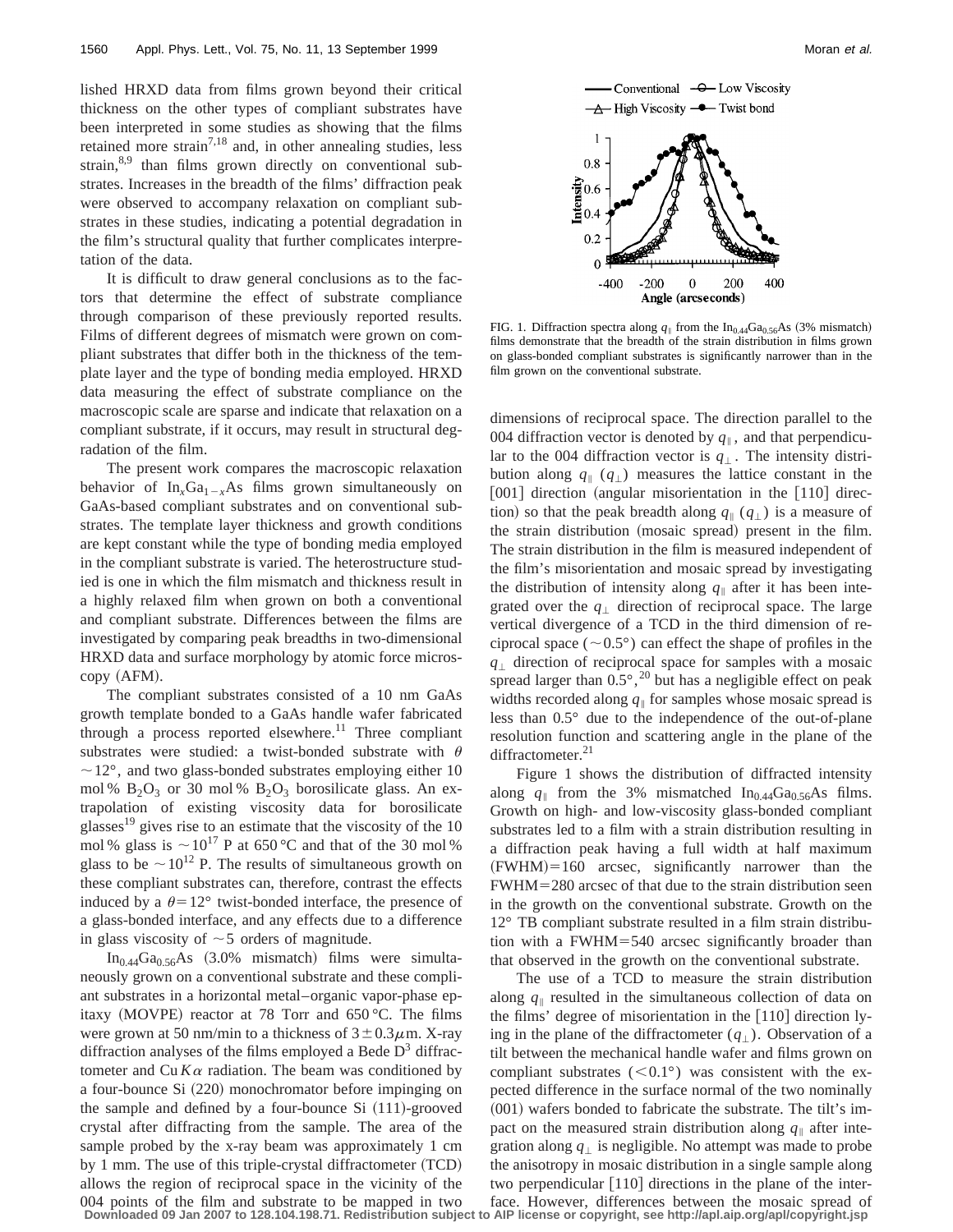lished HRXD data from films grown beyond their critical thickness on the other types of compliant substrates have been interpreted in some studies as showing that the films retained more strain[7,18] and, in other annealing studies, less strain,[8,9] than films grown directly on conventional substrates. Increases in the breadth of the films' diffraction peak were observed to accompany relaxation on compliant substrates in these studies, indicating a potential degradation in the film's structural quality that further complicates interpretation of the data.

It is difficult to draw general conclusions as to the factors that determine the effect of substrate compliance through comparison of these previously reported results. Films of different degrees of mismatch were grown on compliant substrates that differ both in the thickness of the template layer and the type of bonding media employed. HRXD data measuring the effect of substrate compliance on the macroscopic scale are sparse and indicate that relaxation on a compliant substrate, if it occurs, may result in structural degradation of the film.

The present work compares the macroscopic relaxation behavior of $In_xGa_{1-x}As$ films grown simultaneously on GaAs-based compliant substrates and on conventional substrates. The template layer thickness and growth conditions are kept constant while the type of bonding media employed in the compliant substrate is varied. The heterostructure studied is one in which the film mismatch and thickness result in a highly relaxed film when grown on both a conventional and compliant substrate. Differences between the films are investigated by comparing peak breadths in two-dimensional HRXD data and surface morphology by atomic force microscopy (AFM).

The compliant substrates consisted of a 10 nm GaAs growth template bonded to a GaAs handle wafer fabricated through a process reported elsewhere.[11] Three compliant substrates were studied: a twist-bonded substrate with $\theta \sim 12°$, and two glass-bonded substrates employing either 10 mol % $B_2O_3$ or 30 mol % $B_2O_3$ borosilicate glass. An extrapolation of existing viscosity data for borosilicate glasses[19] gives rise to an estimate that the viscosity of the 10 mol % glass is $\sim 10^{17}$ P at 650 °C and that of the 30 mol % glass to be $\sim 10^{12}$ P. The results of simultaneous growth on these compliant substrates can, therefore, contrast the effects induced by a $\theta = 12°$ twist-bonded interface, the presence of a glass-bonded interface, and any effects due to a difference in glass viscosity of $\sim 5$ orders of magnitude.

$In_{0.44}Ga_{0.56}As$ (3.0% mismatch) films were simultaneously grown on a conventional substrate and these compliant substrates in a horizontal metal–organic vapor-phase epitaxy (MOVPE) reactor at 78 Torr and 650 °C. The films were grown at 50 nm/min to a thickness of $3 \pm 0.3 \mu$m. X-ray diffraction analyses of the films employed a Bede $D^3$ diffractometer and Cu $K\alpha$ radiation. The beam was conditioned by a four-bounce Si (220) monochromator before impinging on the sample and defined by a four-bounce Si (111)-grooved crystal after diffracting from the sample. The area of the sample probed by the x-ray beam was approximately 1 cm by 1 mm. The use of this triple-crystal diffractometer (TCD) allows the region of reciprocal space in the vicinity of the 004 points of the film and substrate to be mapped in two dimensions of reciprocal space. The direction parallel to the 004 diffraction vector is denoted by $q_\parallel$, and that perpendicular to the 004 diffraction vector is $q_\perp$. The intensity distribution along $q_\parallel$ ($q_\perp$) measures the lattice constant in the [001] direction (angular misorientation in the [110] direction) so that the peak breadth along $q_\parallel$ ($q_\perp$) is a measure of the strain distribution (mosaic spread) present in the film. The strain distribution in the film is measured independent of the film's misorientation and mosaic spread by investigating the distribution of intensity along $q_\parallel$ after it has been integrated over the $q_\perp$ direction of reciprocal space. The large vertical divergence of a TCD in the third dimension of reciprocal space ($\sim 0.5°$) can effect the shape of profiles in the $q_\perp$ direction of reciprocal space for samples with a mosaic spread larger than $0.5°$,[20] but has a negligible effect on peak widths recorded along $q_\parallel$ for samples whose mosaic spread is less than $0.5°$ due to the independence of the out-of-plane resolution function and scattering angle in the plane of the diffractometer.[21]

FIG. 1. Diffraction spectra along $q_\parallel$ from the $In_{0.44}Ga_{0.56}As$ (3% mismatch) films demonstrate that the breadth of the strain distribution in films grown on glass-bonded compliant substrates is significantly narrower than in the film grown on the conventional substrate.

Figure 1 shows the distribution of diffracted intensity along $q_\parallel$ from the 3% mismatched $In_{0.44}Ga_{0.56}As$ films. Growth on high- and low-viscosity glass-bonded compliant substrates led to a film with a strain distribution resulting in a diffraction peak having a full width at half maximum (FWHM)=160 arcsec, significantly narrower than the FWHM=280 arcsec of that due to the strain distribution seen in the growth on the conventional substrate. Growth on the 12° TB compliant substrate resulted in a film strain distribution with a FWHM=540 arcsec significantly broader than that observed in the growth on the conventional substrate.

The use of a TCD to measure the strain distribution along $q_\parallel$ resulted in the simultaneous collection of data on the films' degree of misorientation in the [110] direction lying in the plane of the diffractometer ($q_\perp$). Observation of a tilt between the mechanical handle wafer and films grown on compliant substrates ($<0.1°$) was consistent with the expected difference in the surface normal of the two nominally (001) wafers bonded to fabricate the substrate. The tilt's impact on the measured strain distribution along $q_\parallel$ after integration along $q_\perp$ is negligible. No attempt was made to probe the anisotropy in mosaic distribution in a single sample along two perpendicular [110] directions in the plane of the interface. However, differences between the mosaic spread of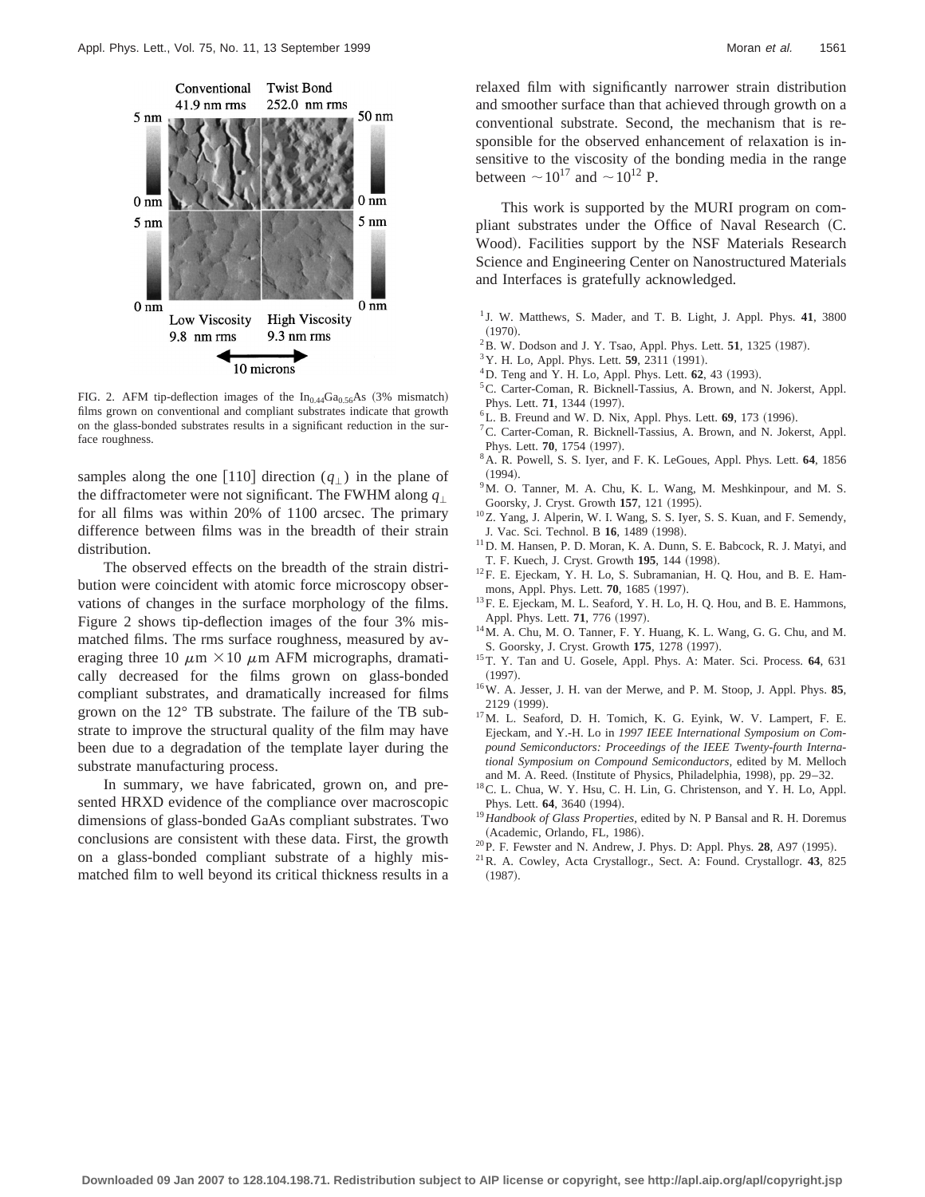Conventional
41.9 nm rms

Twist Bond
252.0 nm rms

5 nm

50 nm

0 nm

0 nm

5 nm

5 nm

0 nm

0 nm

Low Viscosity
9.8 nm rms

High Viscosity
9.3 nm rms

10 microns

FIG. 2. AFM tip-deflection images of the $In_{0.44}Ga_{0.56}As$ (3% mismatch) films grown on conventional and compliant substrates indicate that growth on the glass-bonded substrates results in a significant reduction in the surface roughness.

samples along the one [110] direction ($q_\perp$) in the plane of the diffractometer were not significant. The FWHM along $q_\perp$ for all films was within 20% of 1100 arcsec. The primary difference between films was in the breadth of their strain distribution.

The observed effects on the breadth of the strain distribution were coincident with atomic force microscopy observations of changes in the surface morphology of the films. Figure 2 shows tip-deflection images of the four 3% mismatched films. The rms surface roughness, measured by averaging three 10 $\mu$m $\times$10 $\mu$m AFM micrographs, dramatically decreased for the films grown on glass-bonded compliant substrates, and dramatically increased for films grown on the 12° TB substrate. The failure of the TB substrate to improve the structural quality of the film may have been due to a degradation of the template layer during the substrate manufacturing process.

In summary, we have fabricated, grown on, and presented HRXD evidence of the compliance over macroscopic dimensions of glass-bonded GaAs compliant substrates. Two conclusions are consistent with these data. First, the growth on a glass-bonded compliant substrate of a highly mismatched film to well beyond its critical thickness results in a relaxed film with significantly narrower strain distribution and smoother surface than that achieved through growth on a conventional substrate. Second, the mechanism that is responsible for the observed enhancement of relaxation is insensitive to the viscosity of the bonding media in the range between $\sim 10^{17}$ and $\sim 10^{12}$ P.

This work is supported by the MURI program on compliant substrates under the Office of Naval Research (C. Wood). Facilities support by the NSF Materials Research Science and Engineering Center on Nanostructured Materials and Interfaces is gratefully acknowledged.

[1] J. W. Matthews, S. Mader, and T. B. Light, J. Appl. Phys. **41**, 3800 (1970).
[2] B. W. Dodson and J. Y. Tsao, Appl. Phys. Lett. **51**, 1325 (1987).
[3] Y. H. Lo, Appl. Phys. Lett. **59**, 2311 (1991).
[4] D. Teng and Y. H. Lo, Appl. Phys. Lett. **62**, 43 (1993).
[5] C. Carter-Coman, R. Bicknell-Tassius, A. Brown, and N. Jokerst, Appl. Phys. Lett. **71**, 1344 (1997).
[6] L. B. Freund and W. D. Nix, Appl. Phys. Lett. **69**, 173 (1996).
[7] C. Carter-Coman, R. Bicknell-Tassius, A. Brown, and N. Jokerst, Appl. Phys. Lett. **70**, 1754 (1997).
[8] A. R. Powell, S. S. Iyer, and F. K. LeGoues, Appl. Phys. Lett. **64**, 1856 (1994).
[9] M. O. Tanner, M. A. Chu, K. L. Wang, M. Meshkinpour, and M. S. Goorsky, J. Cryst. Growth **157**, 121 (1995).
[10] Z. Yang, J. Alperin, W. I. Wang, S. S. Iyer, S. S. Kuan, and F. Semendy, J. Vac. Sci. Technol. B **16**, 1489 (1998).
[11] D. M. Hansen, P. D. Moran, K. A. Dunn, S. E. Babcock, R. J. Matyi, and T. F. Kuech, J. Cryst. Growth **195**, 144 (1998).
[12] F. E. Ejeckam, Y. H. Lo, S. Subramanian, H. Q. Hou, and B. E. Hammons, Appl. Phys. Lett. **70**, 1685 (1997).
[13] F. E. Ejeckam, M. L. Seaford, Y. H. Lo, H. Q. Hou, and B. E. Hammons, Appl. Phys. Lett. **71**, 776 (1997).
[14] M. A. Chu, M. O. Tanner, F. Y. Huang, K. L. Wang, G. G. Chu, and M. S. Goorsky, J. Cryst. Growth **175**, 1278 (1997).
[15] T. Y. Tan and U. Gosele, Appl. Phys. A: Mater. Sci. Process. **64**, 631 (1997).
[16] W. A. Jesser, J. H. van der Merwe, and P. M. Stoop, J. Appl. Phys. **85**, 2129 (1999).
[17] M. L. Seaford, D. H. Tomich, K. G. Eyink, W. V. Lampert, F. E. Ejeckam, and Y.-H. Lo in *1997 IEEE International Symposium on Compound Semiconductors: Proceedings of the IEEE Twenty-fourth International Symposium on Compound Semiconductors*, edited by M. Melloch and M. A. Reed. (Institute of Physics, Philadelphia, 1998), pp. 29–32.
[18] C. L. Chua, W. Y. Hsu, C. H. Lin, G. Christenson, and Y. H. Lo, Appl. Phys. Lett. **64**, 3640 (1994).
[19] *Handbook of Glass Properties*, edited by N. P Bansal and R. H. Doremus (Academic, Orlando, FL, 1986).
[20] P. F. Fewster and N. Andrew, J. Phys. D: Appl. Phys. **28**, A97 (1995).
[21] R. A. Cowley, Acta Crystallogr., Sect. A: Found. Crystallogr. **43**, 825 (1987).